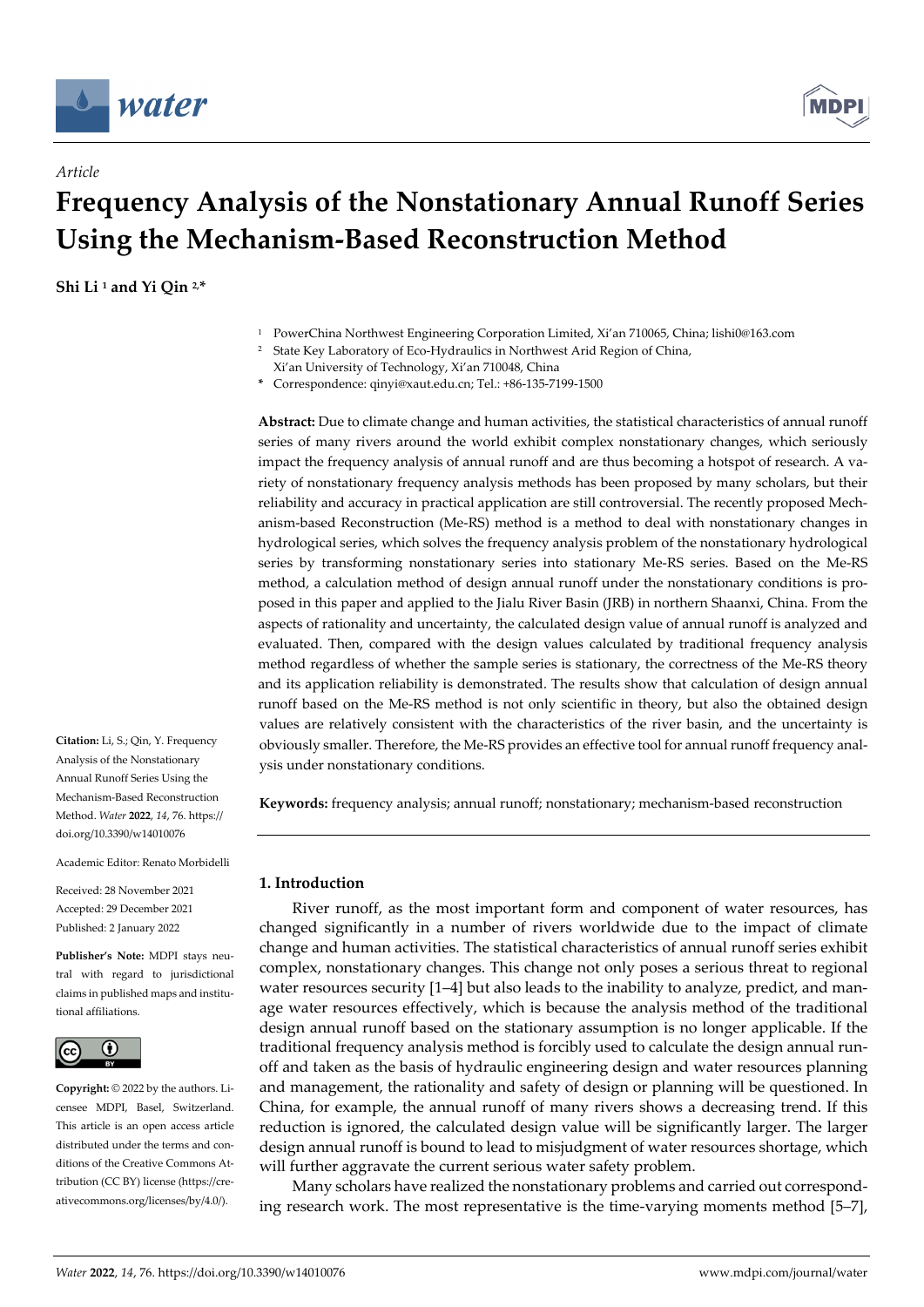*Article*

# Frequency Analysis of the Nonstationary Annual Runoff Series Using the Mechanism-Based Reconstruction Method

**Shi Li [1] and Yi Qin [2,*]**

[1] PowerChina Northwest Engineering Corporation Limited, Xi'an 710065, China; lishi0@163.com

[2] State Key Laboratory of Eco-Hydraulics in Northwest Arid Region of China, Xi'an University of Technology, Xi'an 710048, China

\* Correspondence: qinyi@xaut.edu.cn; Tel.: +86-135-7199-1500

**Abstract:** Due to climate change and human activities, the statistical characteristics of annual runoff series of many rivers around the world exhibit complex nonstationary changes, which seriously impact the frequency analysis of annual runoff and are thus becoming a hotspot of research. A variety of nonstationary frequency analysis methods has been proposed by many scholars, but their reliability and accuracy in practical application are still controversial. The recently proposed Mechanism-based Reconstruction (Me-RS) method is a method to deal with nonstationary changes in hydrological series, which solves the frequency analysis problem of the nonstationary hydrological series by transforming nonstationary series into stationary Me-RS series. Based on the Me-RS method, a calculation method of design annual runoff under the nonstationary conditions is proposed in this paper and applied to the Jialu River Basin (JRB) in northern Shaanxi, China. From the aspects of rationality and uncertainty, the calculated design value of annual runoff is analyzed and evaluated. Then, compared with the design values calculated by traditional frequency analysis method regardless of whether the sample series is stationary, the correctness of the Me-RS theory and its application reliability is demonstrated. The results show that calculation of design annual runoff based on the Me-RS method is not only scientific in theory, but also the obtained design values are relatively consistent with the characteristics of the river basin, and the uncertainty is obviously smaller. Therefore, the Me-RS provides an effective tool for annual runoff frequency analysis under nonstationary conditions.

**Keywords:** frequency analysis; annual runoff; nonstationary; mechanism-based reconstruction

**Citation:** Li, S.; Qin, Y. Frequency Analysis of the Nonstationary Annual Runoff Series Using the Mechanism-Based Reconstruction Method. *Water* **2022**, *14*, 76. https://doi.org/10.3390/w14010076

Academic Editor: Renato Morbidelli

Received: 28 November 2021
Accepted: 29 December 2021
Published: 2 January 2022

**Publisher's Note:** MDPI stays neutral with regard to jurisdictional claims in published maps and institutional affiliations.

**Copyright:** © 2022 by the authors. Licensee MDPI, Basel, Switzerland. This article is an open access article distributed under the terms and conditions of the Creative Commons Attribution (CC BY) license (https://creativecommons.org/licenses/by/4.0/).

## 1. Introduction

River runoff, as the most important form and component of water resources, has changed significantly in a number of rivers worldwide due to the impact of climate change and human activities. The statistical characteristics of annual runoff series exhibit complex, nonstationary changes. This change not only poses a serious threat to regional water resources security [1–4] but also leads to the inability to analyze, predict, and manage water resources effectively, which is because the analysis method of the traditional design annual runoff based on the stationary assumption is no longer applicable. If the traditional frequency analysis method is forcibly used to calculate the design annual runoff and taken as the basis of hydraulic engineering design and water resources planning and management, the rationality and safety of design or planning will be questioned. In China, for example, the annual runoff of many rivers shows a decreasing trend. If this reduction is ignored, the calculated design value will be significantly larger. The larger design annual runoff is bound to lead to misjudgment of water resources shortage, which will further aggravate the current serious water safety problem.

Many scholars have realized the nonstationary problems and carried out corresponding research work. The most representative is the time-varying moments method [5–7],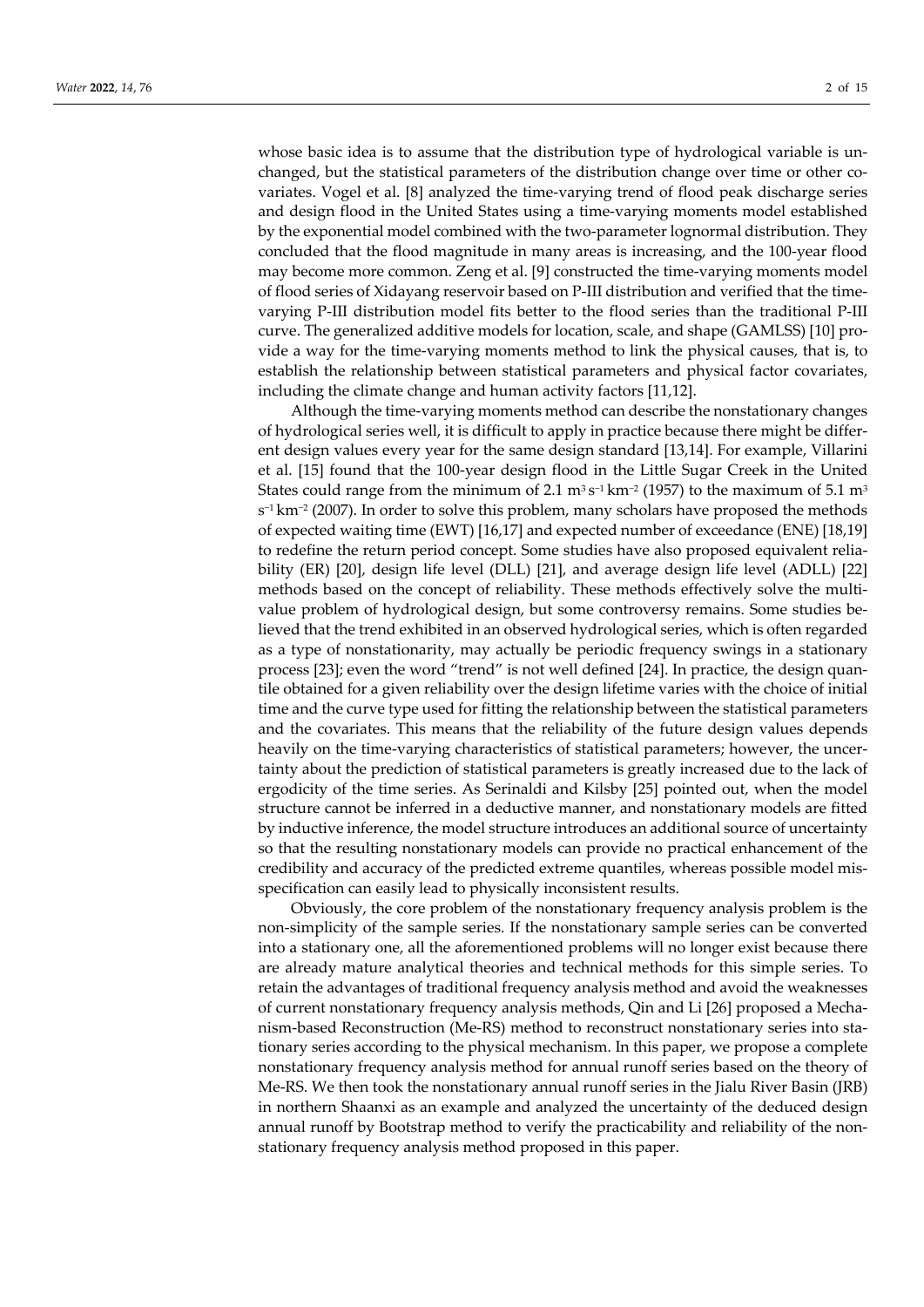whose basic idea is to assume that the distribution type of hydrological variable is unchanged, but the statistical parameters of the distribution change over time or other covariates. Vogel et al. [8] analyzed the time-varying trend of flood peak discharge series and design flood in the United States using a time-varying moments model established by the exponential model combined with the two-parameter lognormal distribution. They concluded that the flood magnitude in many areas is increasing, and the 100-year flood may become more common. Zeng et al. [9] constructed the time-varying moments model of flood series of Xidayang reservoir based on P-III distribution and verified that the time-varying P-III distribution model fits better to the flood series than the traditional P-III curve. The generalized additive models for location, scale, and shape (GAMLSS) [10] provide a way for the time-varying moments method to link the physical causes, that is, to establish the relationship between statistical parameters and physical factor covariates, including the climate change and human activity factors [11,12].

Although the time-varying moments method can describe the nonstationary changes of hydrological series well, it is difficult to apply in practice because there might be different design values every year for the same design standard [13,14]. For example, Villarini et al. [15] found that the 100-year design flood in the Little Sugar Creek in the United States could range from the minimum of 2.1 $m^3 s^{-1} km^{-2}$ (1957) to the maximum of 5.1 $m^3 s^{-1} km^{-2}$ (2007). In order to solve this problem, many scholars have proposed the methods of expected waiting time (EWT) [16,17] and expected number of exceedance (ENE) [18,19] to redefine the return period concept. Some studies have also proposed equivalent reliability (ER) [20], design life level (DLL) [21], and average design life level (ADLL) [22] methods based on the concept of reliability. These methods effectively solve the multi-value problem of hydrological design, but some controversy remains. Some studies believed that the trend exhibited in an observed hydrological series, which is often regarded as a type of nonstationarity, may actually be periodic frequency swings in a stationary process [23]; even the word "trend" is not well defined [24]. In practice, the design quantile obtained for a given reliability over the design lifetime varies with the choice of initial time and the curve type used for fitting the relationship between the statistical parameters and the covariates. This means that the reliability of the future design values depends heavily on the time-varying characteristics of statistical parameters; however, the uncertainty about the prediction of statistical parameters is greatly increased due to the lack of ergodicity of the time series. As Serinaldi and Kilsby [25] pointed out, when the model structure cannot be inferred in a deductive manner, and nonstationary models are fitted by inductive inference, the model structure introduces an additional source of uncertainty so that the resulting nonstationary models can provide no practical enhancement of the credibility and accuracy of the predicted extreme quantiles, whereas possible model misspecification can easily lead to physically inconsistent results.

Obviously, the core problem of the nonstationary frequency analysis problem is the non-simplicity of the sample series. If the nonstationary sample series can be converted into a stationary one, all the aforementioned problems will no longer exist because there are already mature analytical theories and technical methods for this simple series. To retain the advantages of traditional frequency analysis method and avoid the weaknesses of current nonstationary frequency analysis methods, Qin and Li [26] proposed a Mechanism-based Reconstruction (Me-RS) method to reconstruct nonstationary series into stationary series according to the physical mechanism. In this paper, we propose a complete nonstationary frequency analysis method for annual runoff series based on the theory of Me-RS. We then took the nonstationary annual runoff series in the Jialu River Basin (JRB) in northern Shaanxi as an example and analyzed the uncertainty of the deduced design annual runoff by Bootstrap method to verify the practicability and reliability of the nonstationary frequency analysis method proposed in this paper.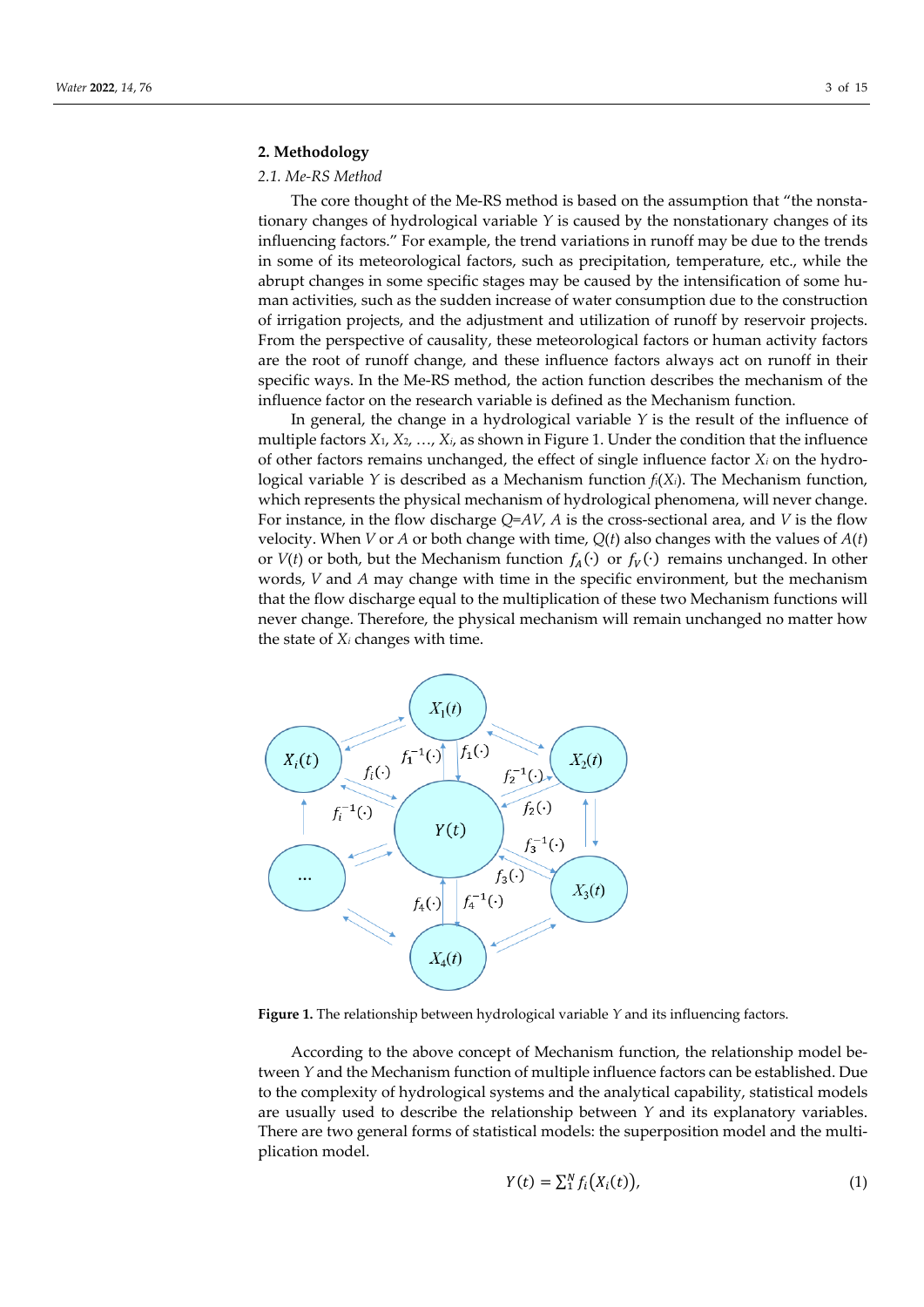## 2. Methodology

### 2.1. Me-RS Method

The core thought of the Me-RS method is based on the assumption that "the nonstationary changes of hydrological variable $Y$ is caused by the nonstationary changes of its influencing factors." For example, the trend variations in runoff may be due to the trends in some of its meteorological factors, such as precipitation, temperature, etc., while the abrupt changes in some specific stages may be caused by the intensification of some human activities, such as the sudden increase of water consumption due to the construction of irrigation projects, and the adjustment and utilization of runoff by reservoir projects. From the perspective of causality, these meteorological factors or human activity factors are the root of runoff change, and these influence factors always act on runoff in their specific ways. In the Me-RS method, the action function describes the mechanism of the influence factor on the research variable is defined as the Mechanism function.

In general, the change in a hydrological variable $Y$ is the result of the influence of multiple factors $X_1$, $X_2$, …, $X_i$, as shown in Figure 1. Under the condition that the influence of other factors remains unchanged, the effect of single influence factor $X_i$ on the hydrological variable $Y$ is described as a Mechanism function $f_i(X_i)$. The Mechanism function, which represents the physical mechanism of hydrological phenomena, will never change. For instance, in the flow discharge $Q=AV$, $A$ is the cross-sectional area, and $V$ is the flow velocity. When $V$ or $A$ or both change with time, $Q(t)$ also changes with the values of $A(t)$ or $V(t)$ or both, but the Mechanism function $f_A(\cdot)$ or $f_V(\cdot)$ remains unchanged. In other words, $V$ and $A$ may change with time in the specific environment, but the mechanism that the flow discharge equal to the multiplication of these two Mechanism functions will never change. Therefore, the physical mechanism will remain unchanged no matter how the state of $X_i$ changes with time.

**Figure 1.** The relationship between hydrological variable $Y$ and its influencing factors.

According to the above concept of Mechanism function, the relationship model between $Y$ and the Mechanism function of multiple influence factors can be established. Due to the complexity of hydrological systems and the analytical capability, statistical models are usually used to describe the relationship between $Y$ and its explanatory variables. There are two general forms of statistical models: the superposition model and the multiplication model.

$$Y(t) = \sum_1^N f_i(X_i(t)), \tag{1}$$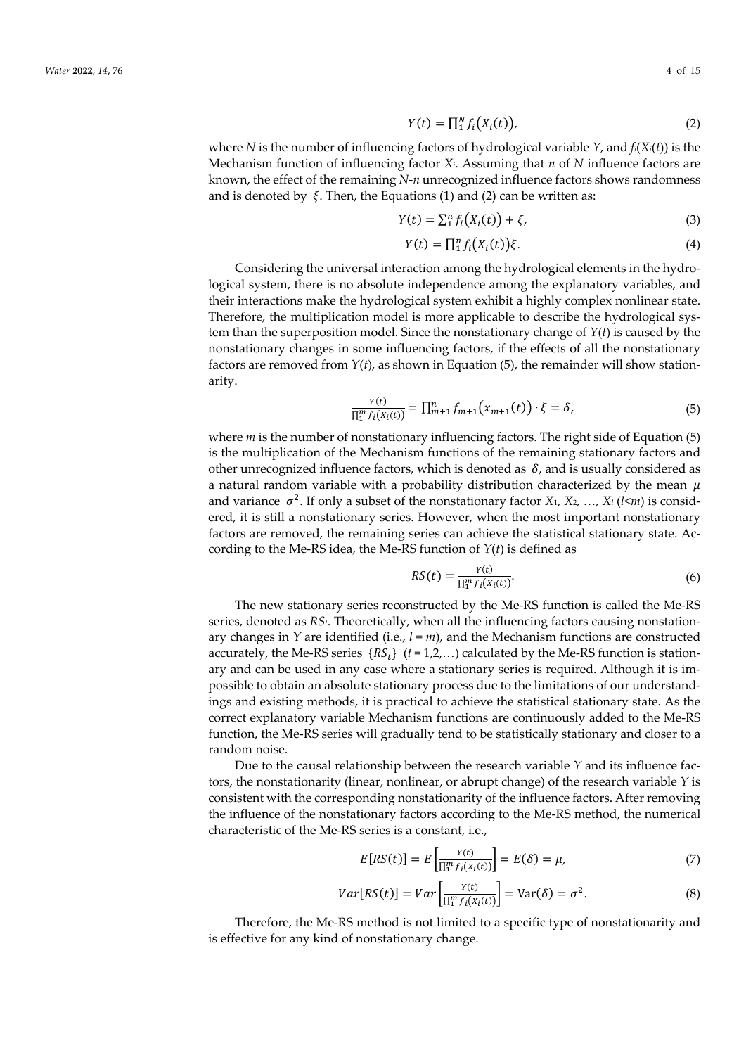$$Y(t) = \prod_1^N f_i(X_i(t)), \tag{2}$$

where $N$ is the number of influencing factors of hydrological variable $Y$, and $f_i(X_i(t))$ is the Mechanism function of influencing factor $X_i$. Assuming that $n$ of $N$ influence factors are known, the effect of the remaining $N$-$n$ unrecognized influence factors shows randomness and is denoted by $\xi$. Then, the Equations (1) and (2) can be written as:

$$Y(t) = \sum_1^n f_i(X_i(t)) + \xi, \tag{3}$$

$$Y(t) = \prod_1^n f_i(X_i(t))\xi. \tag{4}$$

Considering the universal interaction among the hydrological elements in the hydrological system, there is no absolute independence among the explanatory variables, and their interactions make the hydrological system exhibit a highly complex nonlinear state. Therefore, the multiplication model is more applicable to describe the hydrological system than the superposition model. Since the nonstationary change of $Y(t)$ is caused by the nonstationary changes in some influencing factors, if the effects of all the nonstationary factors are removed from $Y(t)$, as shown in Equation (5), the remainder will show stationarity.

$$\frac{Y(t)}{\prod_1^m f_i(X_i(t))} = \prod_{m+1}^n f_{m+1}(x_{m+1}(t)) \cdot \xi = \delta, \tag{5}$$

where $m$ is the number of nonstationary influencing factors. The right side of Equation (5) is the multiplication of the Mechanism functions of the remaining stationary factors and other unrecognized influence factors, which is denoted as $\delta$, and is usually considered as a natural random variable with a probability distribution characterized by the mean $\mu$ and variance $\sigma^2$. If only a subset of the nonstationary factor $X_1$, $X_2$, …, $X_l$ ($l<m$) is considered, it is still a nonstationary series. However, when the most important nonstationary factors are removed, the remaining series can achieve the statistical stationary state. According to the Me-RS idea, the Me-RS function of $Y(t)$ is defined as

$$RS(t) = \frac{Y(t)}{\prod_1^m f_i(X_i(t))}. \tag{6}$$

The new stationary series reconstructed by the Me-RS function is called the Me-RS series, denoted as $RS_t$. Theoretically, when all the influencing factors causing nonstationary changes in $Y$ are identified (i.e., $l = m$), and the Mechanism functions are constructed accurately, the Me-RS series $\{RS_t\}$ ($t$ = 1,2,…) calculated by the Me-RS function is stationary and can be used in any case where a stationary series is required. Although it is impossible to obtain an absolute stationary process due to the limitations of our understandings and existing methods, it is practical to achieve the statistical stationary state. As the correct explanatory variable Mechanism functions are continuously added to the Me-RS function, the Me-RS series will gradually tend to be statistically stationary and closer to a random noise.

Due to the causal relationship between the research variable $Y$ and its influence factors, the nonstationarity (linear, nonlinear, or abrupt change) of the research variable $Y$ is consistent with the corresponding nonstationarity of the influence factors. After removing the influence of the nonstationary factors according to the Me-RS method, the numerical characteristic of the Me-RS series is a constant, i.e.,

$$E[RS(t)] = E\left[\frac{Y(t)}{\prod_1^m f_i(X_i(t))}\right] = E(\delta) = \mu, \tag{7}$$

$$Var[RS(t)] = Var\left[\frac{Y(t)}{\prod_1^m f_i(X_i(t))}\right] = \mathrm{Var}(\delta) = \sigma^2. \tag{8}$$

Therefore, the Me-RS method is not limited to a specific type of nonstationarity and is effective for any kind of nonstationary change.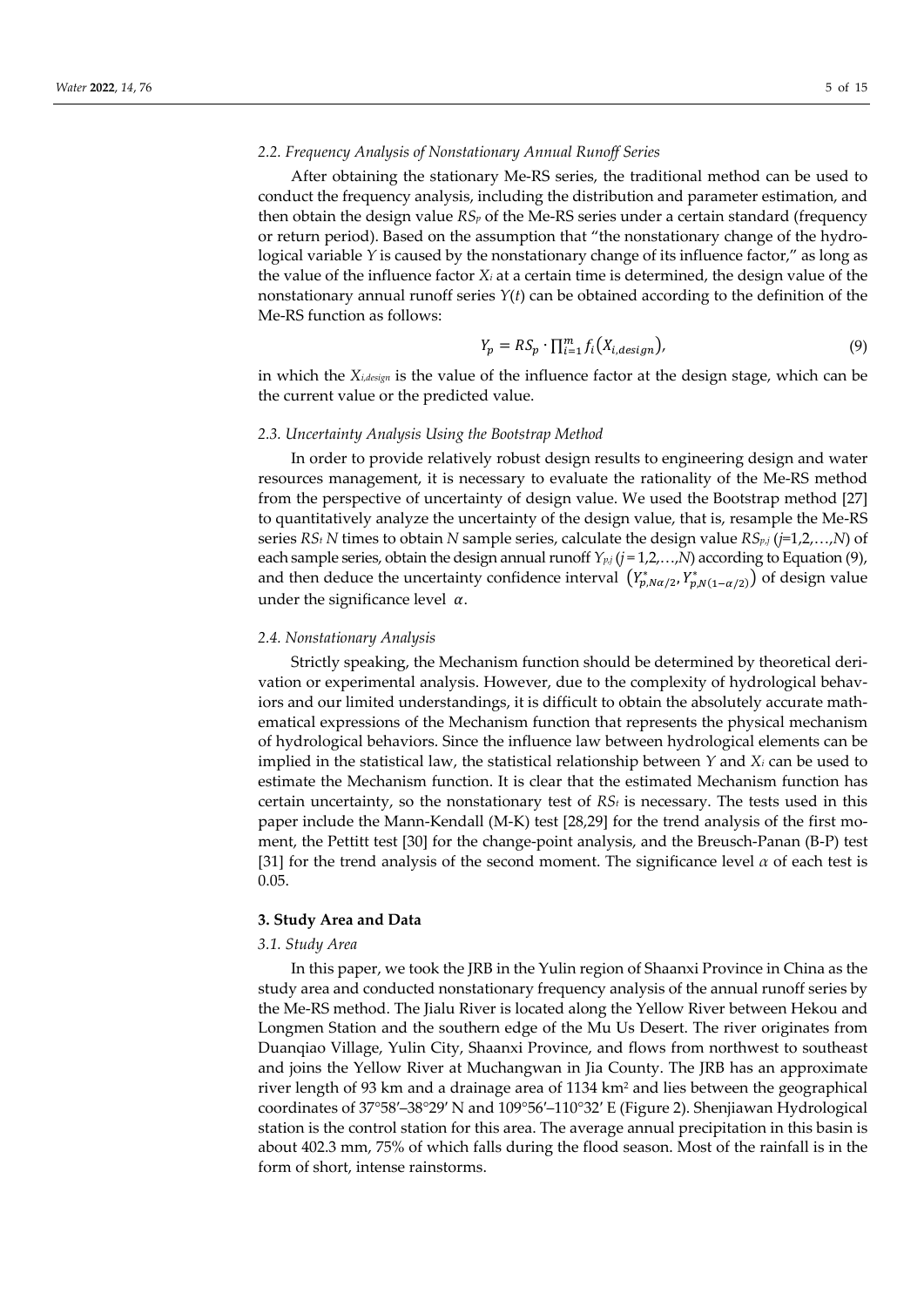### 2.2. Frequency Analysis of Nonstationary Annual Runoff Series

After obtaining the stationary Me-RS series, the traditional method can be used to conduct the frequency analysis, including the distribution and parameter estimation, and then obtain the design value $RS_p$ of the Me-RS series under a certain standard (frequency or return period). Based on the assumption that "the nonstationary change of the hydrological variable $Y$ is caused by the nonstationary change of its influence factor," as long as the value of the influence factor $X_i$ at a certain time is determined, the design value of the nonstationary annual runoff series $Y(t)$ can be obtained according to the definition of the Me-RS function as follows:

$$Y_p = RS_p \cdot \prod_{i=1}^{m} f_i\left(X_{i,design}\right), \tag{9}$$

in which the $X_{i,design}$ is the value of the influence factor at the design stage, which can be the current value or the predicted value.

### 2.3. Uncertainty Analysis Using the Bootstrap Method

In order to provide relatively robust design results to engineering design and water resources management, it is necessary to evaluate the rationality of the Me-RS method from the perspective of uncertainty of design value. We used the Bootstrap method [27] to quantitatively analyze the uncertainty of the design value, that is, resample the Me-RS series $RS_t$ $N$ times to obtain $N$ sample series, calculate the design value $RS_{p,j}$ ($j$=1,2,…,$N$) of each sample series, obtain the design annual runoff $Y_{p,j}$ ($j$ = 1,2,…,$N$) according to Equation (9), and then deduce the uncertainty confidence interval $\left(Y^*_{p,N\alpha/2}, Y^*_{p,N(1-\alpha/2)}\right)$ of design value under the significance level $\alpha$.

### 2.4. Nonstationary Analysis

Strictly speaking, the Mechanism function should be determined by theoretical derivation or experimental analysis. However, due to the complexity of hydrological behaviors and our limited understandings, it is difficult to obtain the absolutely accurate mathematical expressions of the Mechanism function that represents the physical mechanism of hydrological behaviors. Since the influence law between hydrological elements can be implied in the statistical law, the statistical relationship between $Y$ and $X_i$ can be used to estimate the Mechanism function. It is clear that the estimated Mechanism function has certain uncertainty, so the nonstationary test of $RS_t$ is necessary. The tests used in this paper include the Mann-Kendall (M-K) test [28,29] for the trend analysis of the first moment, the Pettitt test [30] for the change-point analysis, and the Breusch-Panan (B-P) test [31] for the trend analysis of the second moment. The significance level $\alpha$ of each test is 0.05.

## 3. Study Area and Data

### 3.1. Study Area

In this paper, we took the JRB in the Yulin region of Shaanxi Province in China as the study area and conducted nonstationary frequency analysis of the annual runoff series by the Me-RS method. The Jialu River is located along the Yellow River between Hekou and Longmen Station and the southern edge of the Mu Us Desert. The river originates from Duanqiao Village, Yulin City, Shaanxi Province, and flows from northwest to southeast and joins the Yellow River at Muchangwan in Jia County. The JRB has an approximate river length of 93 km and a drainage area of 1134 km$^2$ and lies between the geographical coordinates of 37°58′–38°29′ N and 109°56′–110°32′ E (Figure 2). Shenjiawan Hydrological station is the control station for this area. The average annual precipitation in this basin is about 402.3 mm, 75% of which falls during the flood season. Most of the rainfall is in the form of short, intense rainstorms.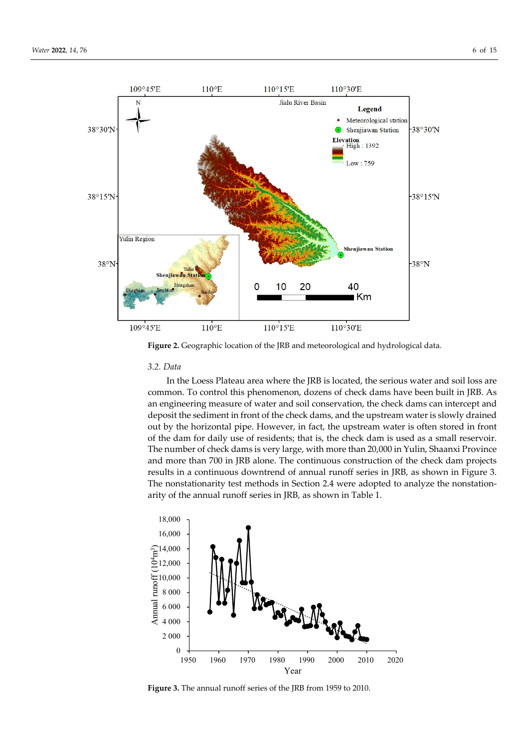Figure 2. Geographic location of the JRB and meteorological and hydrological data.

### 3.2. Data

In the Loess Plateau area where the JRB is located, the serious water and soil loss are common. To control this phenomenon, dozens of check dams have been built in JRB. As an engineering measure of water and soil conservation, the check dams can intercept and deposit the sediment in front of the check dams, and the upstream water is slowly drained out by the horizontal pipe. However, in fact, the upstream water is often stored in front of the dam for daily use of residents; that is, the check dam is used as a small reservoir. The number of check dams is very large, with more than 20,000 in Yulin, Shaanxi Province and more than 700 in JRB alone. The continuous construction of the check dam projects results in a continuous downtrend of annual runoff series in JRB, as shown in Figure 3. The nonstationarity test methods in Section 2.4 were adopted to analyze the nonstationarity of the annual runoff series in JRB, as shown in Table 1.

Figure 3. The annual runoff series of the JRB from 1959 to 2010.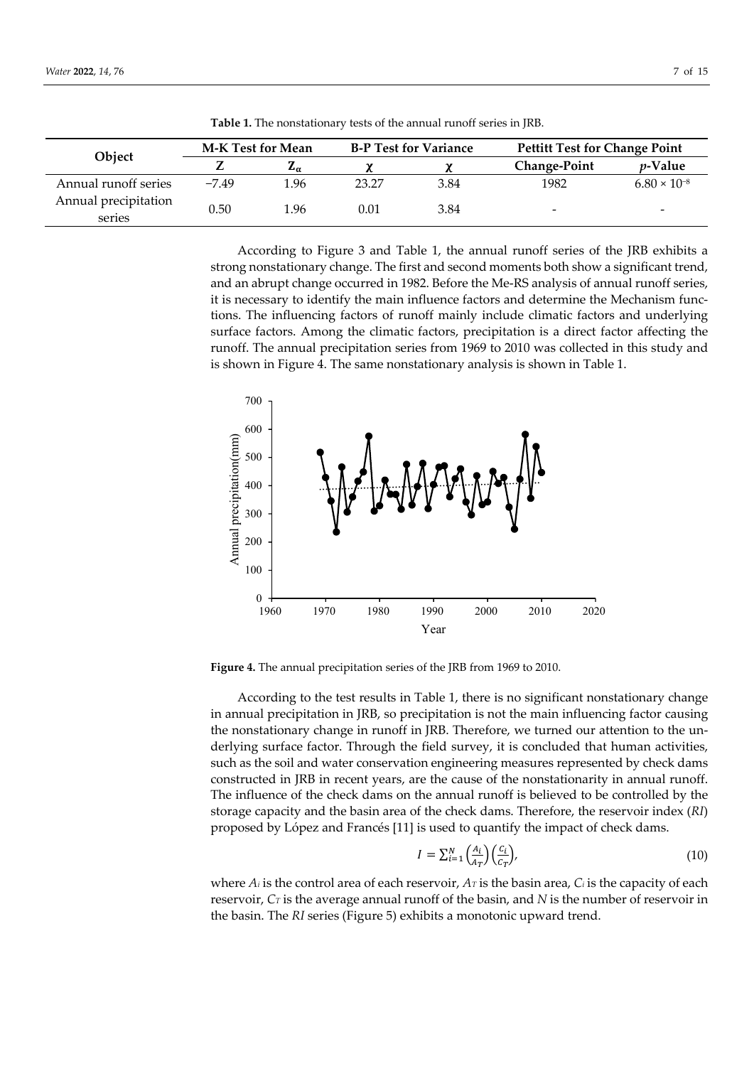**Table 1.** The nonstationary tests of the annual runoff series in JRB.

| Object | M-K Test for Mean | | B-P Test for Variance | | Pettitt Test for Change Point | |
|---|---|---|---|---|---|---|
| | Z | $Z_\alpha$ | χ | χ | Change-Point | *p*-Value |
| Annual runoff series | −7.49 | 1.96 | 23.27 | 3.84 | 1982 | $6.80 \times 10^{-8}$ |
| Annual precipitation series | 0.50 | 1.96 | 0.01 | 3.84 | - | - |

According to Figure 3 and Table 1, the annual runoff series of the JRB exhibits a strong nonstationary change. The first and second moments both show a significant trend, and an abrupt change occurred in 1982. Before the Me-RS analysis of annual runoff series, it is necessary to identify the main influence factors and determine the Mechanism functions. The influencing factors of runoff mainly include climatic factors and underlying surface factors. Among the climatic factors, precipitation is a direct factor affecting the runoff. The annual precipitation series from 1969 to 2010 was collected in this study and is shown in Figure 4. The same nonstationary analysis is shown in Table 1.

**Figure 4.** The annual precipitation series of the JRB from 1969 to 2010.

According to the test results in Table 1, there is no significant nonstationary change in annual precipitation in JRB, so precipitation is not the main influencing factor causing the nonstationary change in runoff in JRB. Therefore, we turned our attention to the underlying surface factor. Through the field survey, it is concluded that human activities, such as the soil and water conservation engineering measures represented by check dams constructed in JRB in recent years, are the cause of the nonstationarity in annual runoff. The influence of the check dams on the annual runoff is believed to be controlled by the storage capacity and the basin area of the check dams. Therefore, the reservoir index (*RI*) proposed by López and Francés [11] is used to quantify the impact of check dams.

$$I = \sum_{i=1}^{N} \left(\frac{A_i}{A_T}\right)\left(\frac{C_i}{C_T}\right), \tag{10}$$

where $A_i$ is the control area of each reservoir, $A_T$ is the basin area, $C_i$ is the capacity of each reservoir, $C_T$ is the average annual runoff of the basin, and $N$ is the number of reservoir in the basin. The *RI* series (Figure 5) exhibits a monotonic upward trend.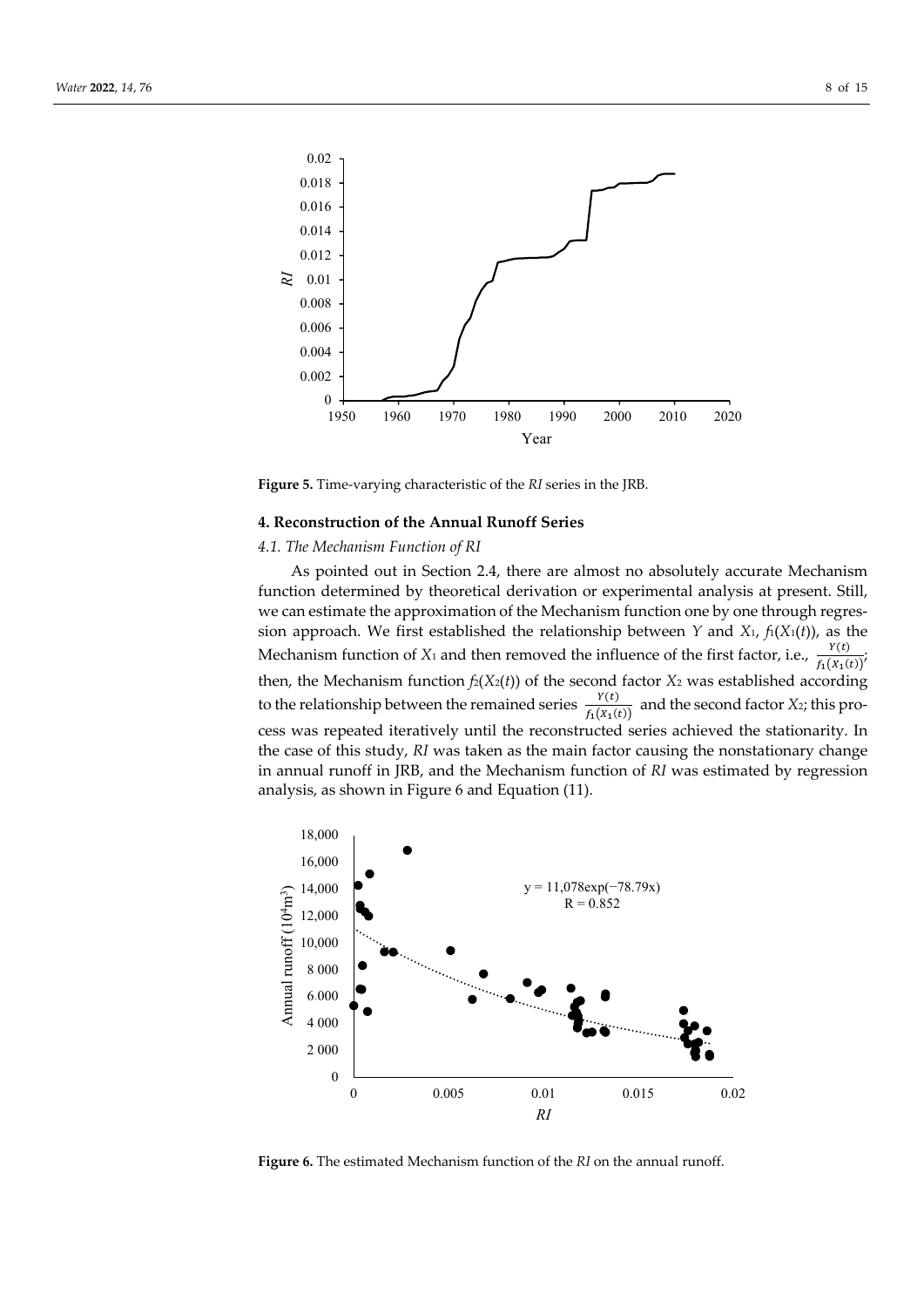Figure 5. Time-varying characteristic of the *RI* series in the JRB.

## 4. Reconstruction of the Annual Runoff Series

### 4.1. The Mechanism Function of RI

As pointed out in Section 2.4, there are almost no absolutely accurate Mechanism function determined by theoretical derivation or experimental analysis at present. Still, we can estimate the approximation of the Mechanism function one by one through regression approach. We first established the relationship between $Y$ and $X_1$, $f_1(X_1(t))$, as the Mechanism function of $X_1$ and then removed the influence of the first factor, i.e., $\frac{Y(t)}{f_1(X_1(t))}$; then, the Mechanism function $f_2(X_2(t))$ of the second factor $X_2$ was established according to the relationship between the remained series $\frac{Y(t)}{f_1(X_1(t))}$ and the second factor $X_2$; this process was repeated iteratively until the reconstructed series achieved the stationarity. In the case of this study, *RI* was taken as the main factor causing the nonstationary change in annual runoff in JRB, and the Mechanism function of *RI* was estimated by regression analysis, as shown in Figure 6 and Equation (11).

Figure 6. The estimated Mechanism function of the *RI* on the annual runoff.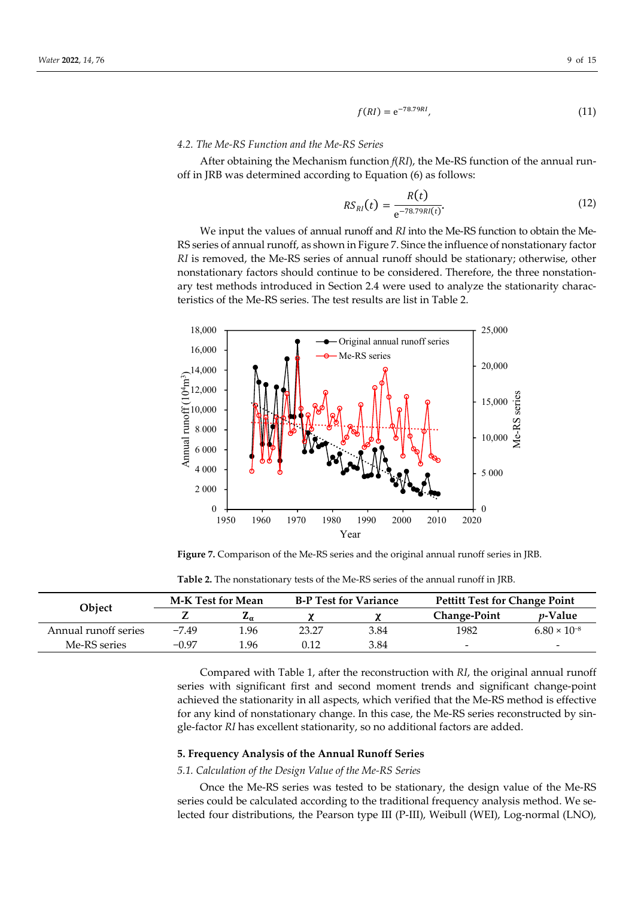$$f(RI) = e^{-78.79RI}, \tag{11}$$

### 4.2. The Me-RS Function and the Me-RS Series

After obtaining the Mechanism function $f(RI)$, the Me-RS function of the annual runoff in JRB was determined according to Equation (6) as follows:

$$RS_{RI}(t) = \frac{R(t)}{e^{-78.79RI(t)}}. \tag{12}$$

We input the values of annual runoff and $RI$ into the Me-RS function to obtain the Me-RS series of annual runoff, as shown in Figure 7. Since the influence of nonstationary factor $RI$ is removed, the Me-RS series of annual runoff should be stationary; otherwise, other nonstationary factors should continue to be considered. Therefore, the three nonstationary test methods introduced in Section 2.4 were used to analyze the stationarity characteristics of the Me-RS series. The test results are list in Table 2.

**Figure 7.** Comparison of the Me-RS series and the original annual runoff series in JRB.

**Table 2.** The nonstationary tests of the Me-RS series of the annual runoff in JRB.

| Object | M-K Test for Mean | | B-P Test for Variance | | Pettitt Test for Change Point | |
|---|---|---|---|---|---|---|
| | Z | $Z_\alpha$ | $\chi$ | $\chi$ | Change-Point | *p*-Value |
| Annual runoff series | −7.49 | 1.96 | 23.27 | 3.84 | 1982 | $6.80 \times 10^{-8}$ |
| Me-RS series | −0.97 | 1.96 | 0.12 | 3.84 | - | - |

Compared with Table 1, after the reconstruction with $RI$, the original annual runoff series with significant first and second moment trends and significant change-point achieved the stationarity in all aspects, which verified that the Me-RS method is effective for any kind of nonstationary change. In this case, the Me-RS series reconstructed by single-factor $RI$ has excellent stationarity, so no additional factors are added.

## 5. Frequency Analysis of the Annual Runoff Series

### 5.1. Calculation of the Design Value of the Me-RS Series

Once the Me-RS series was tested to be stationary, the design value of the Me-RS series could be calculated according to the traditional frequency analysis method. We selected four distributions, the Pearson type III (P-III), Weibull (WEI), Log-normal (LNO),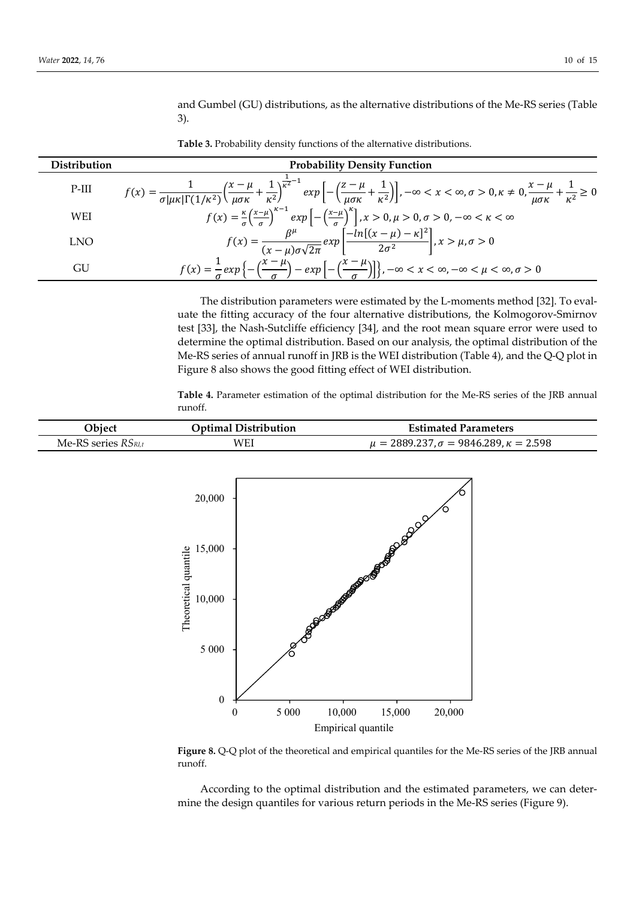and Gumbel (GU) distributions, as the alternative distributions of the Me-RS series (Table 3).

**Table 3.** Probability density functions of the alternative distributions.

| Distribution | Probability Density Function |
|---|---|
| P-III | $f(x) = \frac{1}{\sigma\lvert\mu\kappa\rvert\Gamma(1/\kappa^2)}\left(\frac{x-\mu}{\mu\sigma\kappa}+\frac{1}{\kappa^2}\right)^{\frac{1}{\kappa^2}-1} exp\left[-\left(\frac{z-\mu}{\mu\sigma\kappa}+\frac{1}{\kappa^2}\right)\right], -\infty < x < \infty, \sigma > 0, \kappa \neq 0, \frac{x-\mu}{\mu\sigma\kappa}+\frac{1}{\kappa^2} \geq 0$ |
| WEI | $f(x) = \frac{\kappa}{\sigma}\left(\frac{x-\mu}{\sigma}\right)^{\kappa-1} exp\left[-\left(\frac{x-\mu}{\sigma}\right)^{\kappa}\right], x > 0, \mu > 0, \sigma > 0, -\infty < \kappa < \infty$ |
| LNO | $f(x) = \frac{\beta^{\mu}}{(x-\mu)\sigma\sqrt{2\pi}} exp\left[\frac{-ln[(x-\mu)-\kappa]^2}{2\sigma^2}\right], x > \mu, \sigma > 0$ |
| GU | $f(x) = \frac{1}{\sigma} exp\left\{-\left(\frac{x-\mu}{\sigma}\right) - exp\left[-\left(\frac{x-\mu}{\sigma}\right)\right]\right\}, -\infty < x < \infty, -\infty < \mu < \infty, \sigma > 0$ |

The distribution parameters were estimated by the L-moments method [32]. To evaluate the fitting accuracy of the four alternative distributions, the Kolmogorov-Smirnov test [33], the Nash-Sutcliffe efficiency [34], and the root mean square error were used to determine the optimal distribution. Based on our analysis, the optimal distribution of the Me-RS series of annual runoff in JRB is the WEI distribution (Table 4), and the Q-Q plot in Figure 8 also shows the good fitting effect of WEI distribution.

**Table 4.** Parameter estimation of the optimal distribution for the Me-RS series of the JRB annual runoff.

| Object | Optimal Distribution | Estimated Parameters |
|---|---|---|
| Me-RS series $RS_{RI,t}$ | WEI | $\mu = 2889.237, \sigma = 9846.289, \kappa = 2.598$ |

**Figure 8.** Q-Q plot of the theoretical and empirical quantiles for the Me-RS series of the JRB annual runoff.

According to the optimal distribution and the estimated parameters, we can determine the design quantiles for various return periods in the Me-RS series (Figure 9).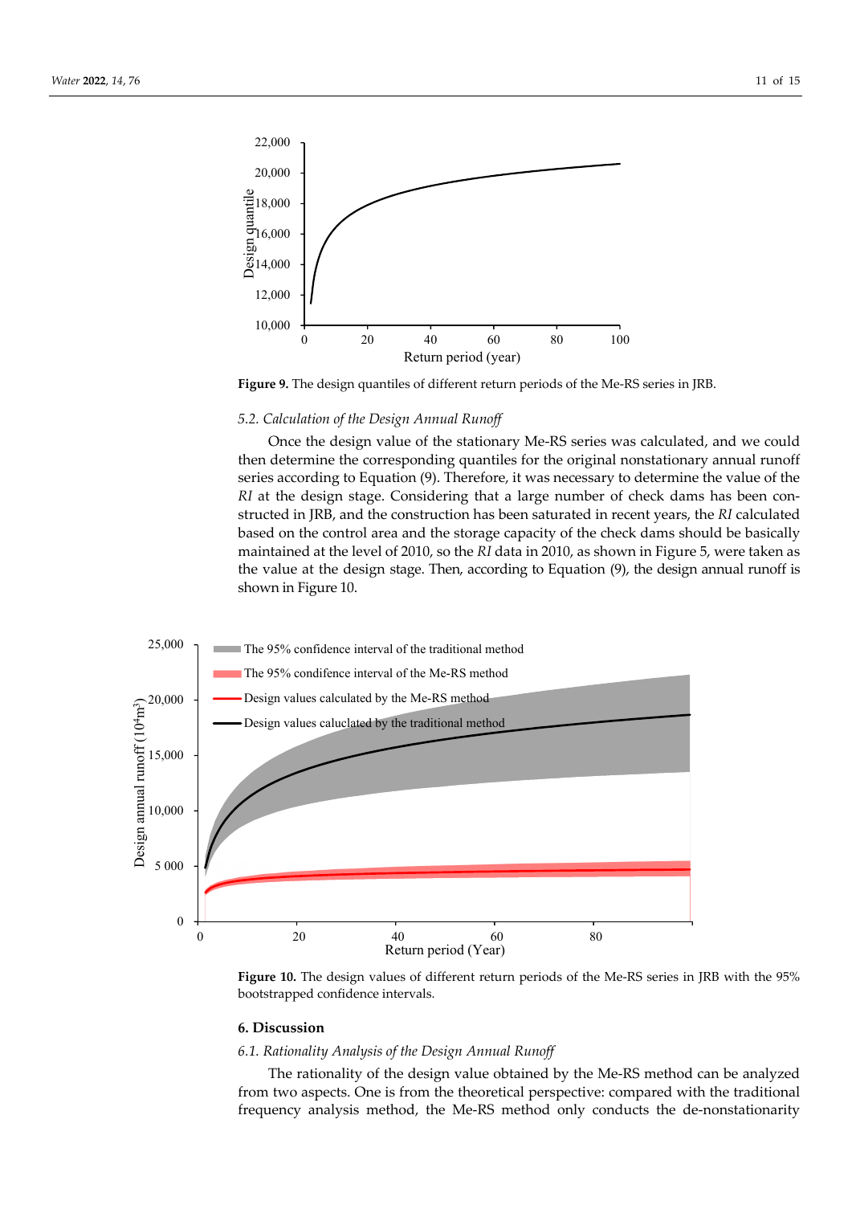**Figure 9.** The design quantiles of different return periods of the Me-RS series in JRB.

*5.2. Calculation of the Design Annual Runoff*

Once the design value of the stationary Me-RS series was calculated, and we could then determine the corresponding quantiles for the original nonstationary annual runoff series according to Equation (9). Therefore, it was necessary to determine the value of the *RI* at the design stage. Considering that a large number of check dams has been constructed in JRB, and the construction has been saturated in recent years, the *RI* calculated based on the control area and the storage capacity of the check dams should be basically maintained at the level of 2010, so the *RI* data in 2010, as shown in Figure 5, were taken as the value at the design stage. Then, according to Equation (9), the design annual runoff is shown in Figure 10.

**Figure 10.** The design values of different return periods of the Me-RS series in JRB with the 95% bootstrapped confidence intervals.

## 6. Discussion

*6.1. Rationality Analysis of the Design Annual Runoff*

The rationality of the design value obtained by the Me-RS method can be analyzed from two aspects. One is from the theoretical perspective: compared with the traditional frequency analysis method, the Me-RS method only conducts the de-nonstationarity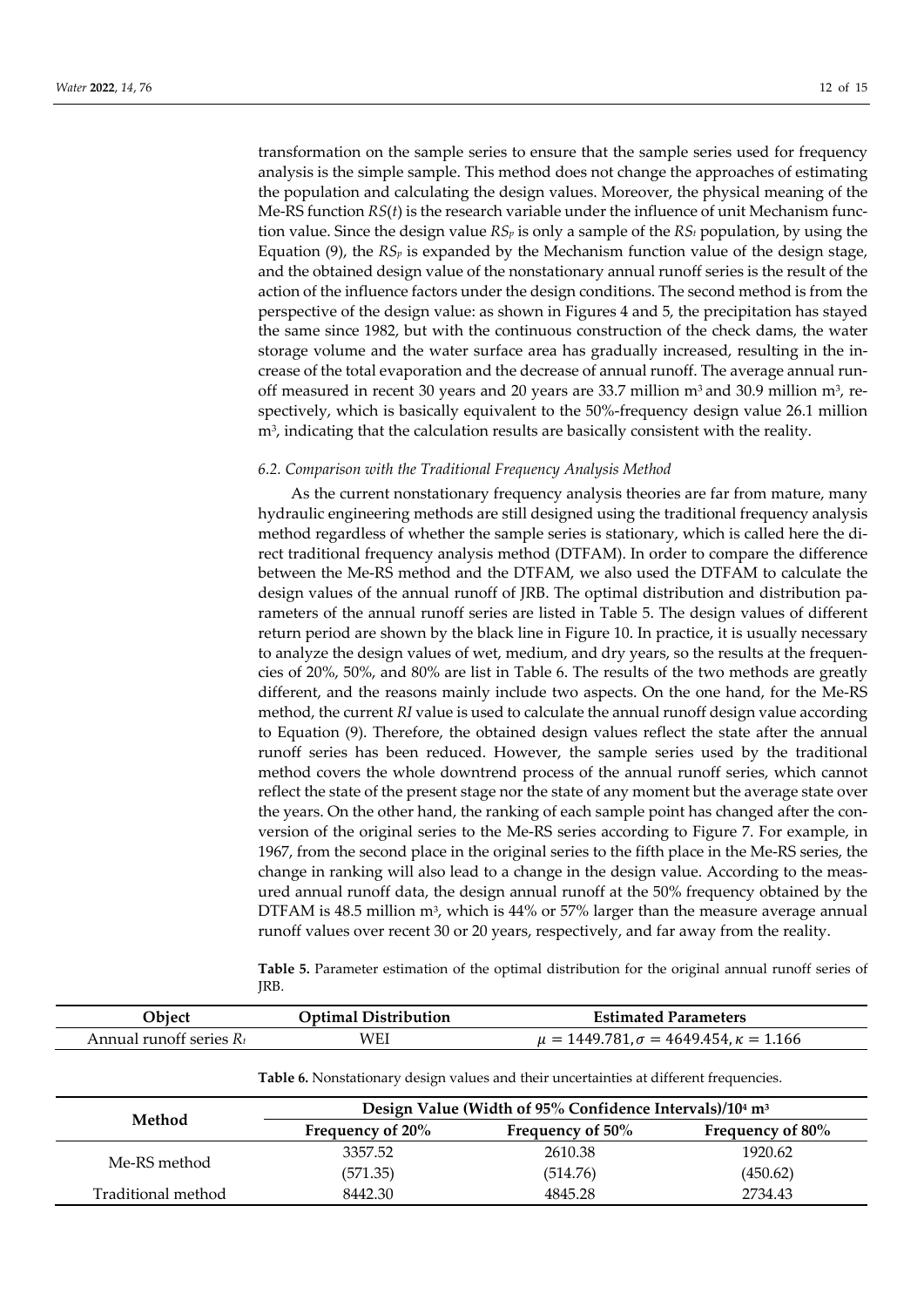transformation on the sample series to ensure that the sample series used for frequency analysis is the simple sample. This method does not change the approaches of estimating the population and calculating the design values. Moreover, the physical meaning of the Me-RS function $RS(t)$ is the research variable under the influence of unit Mechanism function value. Since the design value $RS_p$ is only a sample of the $RS_t$ population, by using the Equation (9), the $RS_p$ is expanded by the Mechanism function value of the design stage, and the obtained design value of the nonstationary annual runoff series is the result of the action of the influence factors under the design conditions. The second method is from the perspective of the design value: as shown in Figures 4 and 5, the precipitation has stayed the same since 1982, but with the continuous construction of the check dams, the water storage volume and the water surface area has gradually increased, resulting in the increase of the total evaporation and the decrease of annual runoff. The average annual runoff measured in recent 30 years and 20 years are 33.7 million $m^3$ and 30.9 million $m^3$, respectively, which is basically equivalent to the 50%-frequency design value 26.1 million $m^3$, indicating that the calculation results are basically consistent with the reality.

### 6.2. Comparison with the Traditional Frequency Analysis Method

As the current nonstationary frequency analysis theories are far from mature, many hydraulic engineering methods are still designed using the traditional frequency analysis method regardless of whether the sample series is stationary, which is called here the direct traditional frequency analysis method (DTFAM). In order to compare the difference between the Me-RS method and the DTFAM, we also used the DTFAM to calculate the design values of the annual runoff of JRB. The optimal distribution and distribution parameters of the annual runoff series are listed in Table 5. The design values of different return period are shown by the black line in Figure 10. In practice, it is usually necessary to analyze the design values of wet, medium, and dry years, so the results at the frequencies of 20%, 50%, and 80% are list in Table 6. The results of the two methods are greatly different, and the reasons mainly include two aspects. On the one hand, for the Me-RS method, the current *RI* value is used to calculate the annual runoff design value according to Equation (9). Therefore, the obtained design values reflect the state after the annual runoff series has been reduced. However, the sample series used by the traditional method covers the whole downtrend process of the annual runoff series, which cannot reflect the state of the present stage nor the state of any moment but the average state over the years. On the other hand, the ranking of each sample point has changed after the conversion of the original series to the Me-RS series according to Figure 7. For example, in 1967, from the second place in the original series to the fifth place in the Me-RS series, the change in ranking will also lead to a change in the design value. According to the measured annual runoff data, the design annual runoff at the 50% frequency obtained by the DTFAM is 48.5 million $m^3$, which is 44% or 57% larger than the measure average annual runoff values over recent 30 or 20 years, respectively, and far away from the reality.

**Table 5.** Parameter estimation of the optimal distribution for the original annual runoff series of JRB.

| Object | Optimal Distribution | Estimated Parameters |
|---|---|---|
| Annual runoff series $R_t$ | WEI | $\mu = 1449.781, \sigma = 4649.454, \kappa = 1.166$ |

**Table 6.** Nonstationary design values and their uncertainties at different frequencies.

| Method | Design Value (Width of 95% Confidence Intervals)/$10^4$ $m^3$ | | |
|---|---|---|---|
| | Frequency of 20% | Frequency of 50% | Frequency of 80% |
| Me-RS method | 3357.52 (571.35) | 2610.38 (514.76) | 1920.62 (450.62) |
| Traditional method | 8442.30 | 4845.28 | 2734.43 |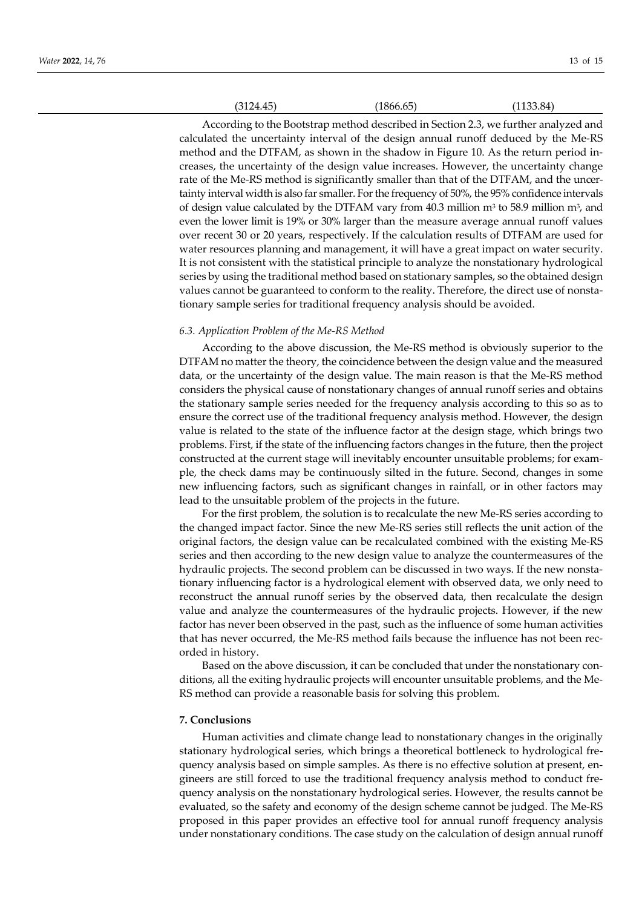| | (3124.45) | (1866.65) | (1133.84) |
|---|---|---|---|

According to the Bootstrap method described in Section 2.3, we further analyzed and calculated the uncertainty interval of the design annual runoff deduced by the Me-RS method and the DTFAM, as shown in the shadow in Figure 10. As the return period increases, the uncertainty of the design value increases. However, the uncertainty change rate of the Me-RS method is significantly smaller than that of the DTFAM, and the uncertainty interval width is also far smaller. For the frequency of 50%, the 95% confidence intervals of design value calculated by the DTFAM vary from 40.3 million $m^3$ to 58.9 million $m^3$, and even the lower limit is 19% or 30% larger than the measure average annual runoff values over recent 30 or 20 years, respectively. If the calculation results of DTFAM are used for water resources planning and management, it will have a great impact on water security. It is not consistent with the statistical principle to analyze the nonstationary hydrological series by using the traditional method based on stationary samples, so the obtained design values cannot be guaranteed to conform to the reality. Therefore, the direct use of nonstationary sample series for traditional frequency analysis should be avoided.

### *6.3. Application Problem of the Me-RS Method*

According to the above discussion, the Me-RS method is obviously superior to the DTFAM no matter the theory, the coincidence between the design value and the measured data, or the uncertainty of the design value. The main reason is that the Me-RS method considers the physical cause of nonstationary changes of annual runoff series and obtains the stationary sample series needed for the frequency analysis according to this so as to ensure the correct use of the traditional frequency analysis method. However, the design value is related to the state of the influence factor at the design stage, which brings two problems. First, if the state of the influencing factors changes in the future, then the project constructed at the current stage will inevitably encounter unsuitable problems; for example, the check dams may be continuously silted in the future. Second, changes in some new influencing factors, such as significant changes in rainfall, or in other factors may lead to the unsuitable problem of the projects in the future.

For the first problem, the solution is to recalculate the new Me-RS series according to the changed impact factor. Since the new Me-RS series still reflects the unit action of the original factors, the design value can be recalculated combined with the existing Me-RS series and then according to the new design value to analyze the countermeasures of the hydraulic projects. The second problem can be discussed in two ways. If the new nonstationary influencing factor is a hydrological element with observed data, we only need to reconstruct the annual runoff series by the observed data, then recalculate the design value and analyze the countermeasures of the hydraulic projects. However, if the new factor has never been observed in the past, such as the influence of some human activities that has never occurred, the Me-RS method fails because the influence has not been recorded in history.

Based on the above discussion, it can be concluded that under the nonstationary conditions, all the exiting hydraulic projects will encounter unsuitable problems, and the Me-RS method can provide a reasonable basis for solving this problem.

## **7. Conclusions**

Human activities and climate change lead to nonstationary changes in the originally stationary hydrological series, which brings a theoretical bottleneck to hydrological frequency analysis based on simple samples. As there is no effective solution at present, engineers are still forced to use the traditional frequency analysis method to conduct frequency analysis on the nonstationary hydrological series. However, the results cannot be evaluated, so the safety and economy of the design scheme cannot be judged. The Me-RS proposed in this paper provides an effective tool for annual runoff frequency analysis under nonstationary conditions. The case study on the calculation of design annual runoff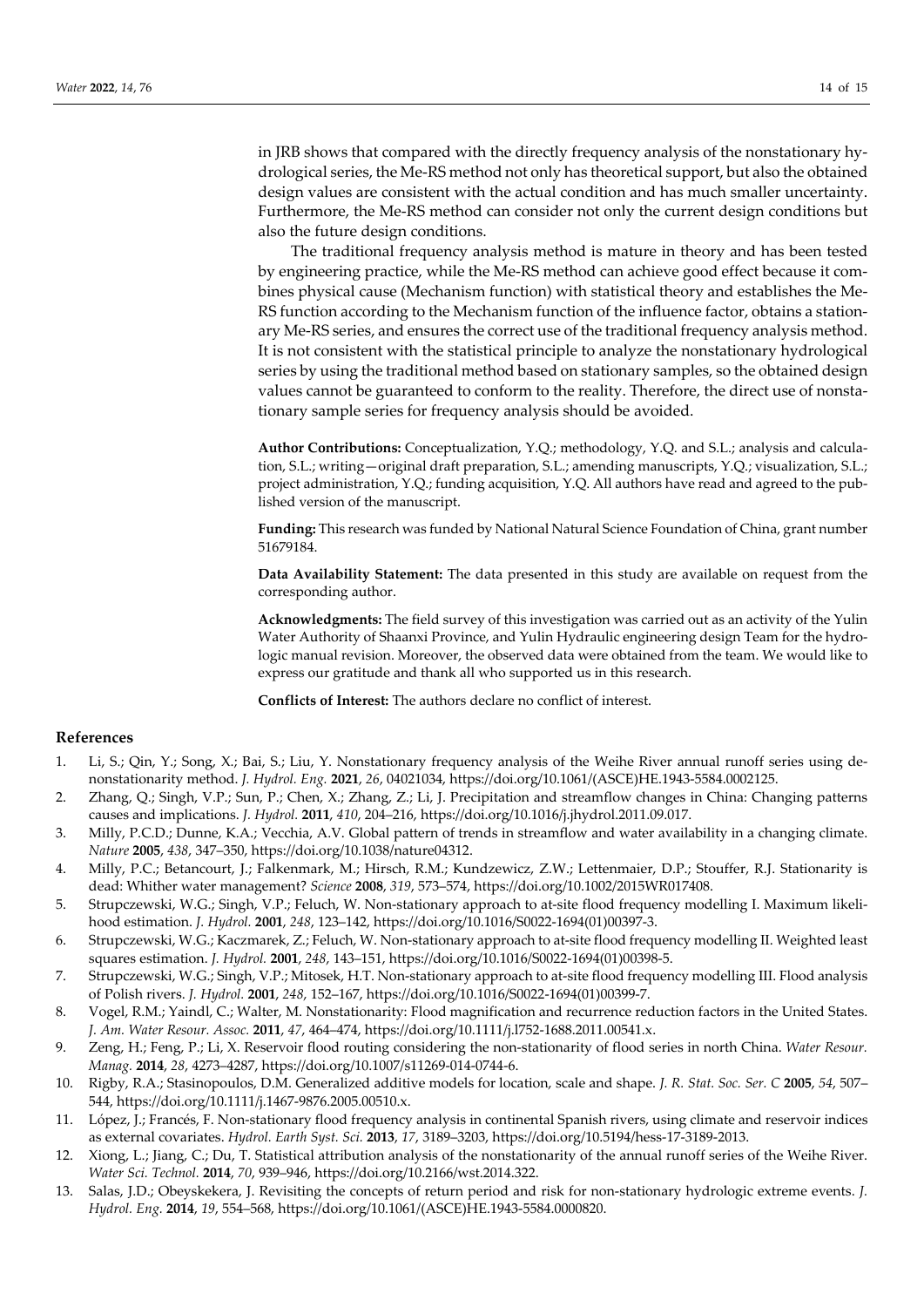in JRB shows that compared with the directly frequency analysis of the nonstationary hydrological series, the Me-RS method not only has theoretical support, but also the obtained design values are consistent with the actual condition and has much smaller uncertainty. Furthermore, the Me-RS method can consider not only the current design conditions but also the future design conditions.

The traditional frequency analysis method is mature in theory and has been tested by engineering practice, while the Me-RS method can achieve good effect because it combines physical cause (Mechanism function) with statistical theory and establishes the Me-RS function according to the Mechanism function of the influence factor, obtains a stationary Me-RS series, and ensures the correct use of the traditional frequency analysis method. It is not consistent with the statistical principle to analyze the nonstationary hydrological series by using the traditional method based on stationary samples, so the obtained design values cannot be guaranteed to conform to the reality. Therefore, the direct use of nonstationary sample series for frequency analysis should be avoided.

**Author Contributions:** Conceptualization, Y.Q.; methodology, Y.Q. and S.L.; analysis and calculation, S.L.; writing—original draft preparation, S.L.; amending manuscripts, Y.Q.; visualization, S.L.; project administration, Y.Q.; funding acquisition, Y.Q. All authors have read and agreed to the published version of the manuscript.

**Funding:** This research was funded by National Natural Science Foundation of China, grant number 51679184.

**Data Availability Statement:** The data presented in this study are available on request from the corresponding author.

**Acknowledgments:** The field survey of this investigation was carried out as an activity of the Yulin Water Authority of Shaanxi Province, and Yulin Hydraulic engineering design Team for the hydrologic manual revision. Moreover, the observed data were obtained from the team. We would like to express our gratitude and thank all who supported us in this research.

**Conflicts of Interest:** The authors declare no conflict of interest.

## References

1. Li, S.; Qin, Y.; Song, X.; Bai, S.; Liu, Y. Nonstationary frequency analysis of the Weihe River annual runoff series using denonstationarity method. *J. Hydrol. Eng.* **2021**, *26*, 04021034, https://doi.org/10.1061/(ASCE)HE.1943-5584.0002125.
2. Zhang, Q.; Singh, V.P.; Sun, P.; Chen, X.; Zhang, Z.; Li, J. Precipitation and streamflow changes in China: Changing patterns causes and implications. *J. Hydrol.* **2011**, *410*, 204–216, https://doi.org/10.1016/j.jhydrol.2011.09.017.
3. Milly, P.C.D.; Dunne, K.A.; Vecchia, A.V. Global pattern of trends in streamflow and water availability in a changing climate. *Nature* **2005**, *438*, 347–350, https://doi.org/10.1038/nature04312.
4. Milly, P.C.; Betancourt, J.; Falkenmark, M.; Hirsch, R.M.; Kundzewicz, Z.W.; Lettenmaier, D.P.; Stouffer, R.J. Stationarity is dead: Whither water management? *Science* **2008**, *319*, 573–574, https://doi.org/10.1002/2015WR017408.
5. Strupczewski, W.G.; Singh, V.P.; Feluch, W. Non-stationary approach to at-site flood frequency modelling I. Maximum likelihood estimation. *J. Hydrol.* **2001**, *248*, 123–142, https://doi.org/10.1016/S0022-1694(01)00397-3.
6. Strupczewski, W.G.; Kaczmarek, Z.; Feluch, W. Non-stationary approach to at-site flood frequency modelling II. Weighted least squares estimation. *J. Hydrol.* **2001**, *248*, 143–151, https://doi.org/10.1016/S0022-1694(01)00398-5.
7. Strupczewski, W.G.; Singh, V.P.; Mitosek, H.T. Non-stationary approach to at-site flood frequency modelling III. Flood analysis of Polish rivers. *J. Hydrol.* **2001**, *248*, 152–167, https://doi.org/10.1016/S0022-1694(01)00399-7.
8. Vogel, R.M.; Yaindl, C.; Walter, M. Nonstationarity: Flood magnification and recurrence reduction factors in the United States. *J. Am. Water Resour. Assoc.* **2011**, *47*, 464–474, https://doi.org/10.1111/j.1752-1688.2011.00541.x.
9. Zeng, H.; Feng, P.; Li, X. Reservoir flood routing considering the non-stationarity of flood series in north China. *Water Resour. Manag.* **2014**, *28*, 4273–4287, https://doi.org/10.1007/s11269-014-0744-6.
10. Rigby, R.A.; Stasinopoulos, D.M. Generalized additive models for location, scale and shape. *J. R. Stat. Soc. Ser. C* **2005**, *54*, 507–544, https://doi.org/10.1111/j.1467-9876.2005.00510.x.
11. López, J.; Francés, F. Non-stationary flood frequency analysis in continental Spanish rivers, using climate and reservoir indices as external covariates. *Hydrol. Earth Syst. Sci.* **2013**, *17*, 3189–3203, https://doi.org/10.5194/hess-17-3189-2013.
12. Xiong, L.; Jiang, C.; Du, T. Statistical attribution analysis of the nonstationarity of the annual runoff series of the Weihe River. *Water Sci. Technol.* **2014**, *70*, 939–946, https://doi.org/10.2166/wst.2014.322.
13. Salas, J.D.; Obeyskekera, J. Revisiting the concepts of return period and risk for non-stationary hydrologic extreme events. *J. Hydrol. Eng.* **2014**, *19*, 554–568, https://doi.org/10.1061/(ASCE)HE.1943-5584.0000820.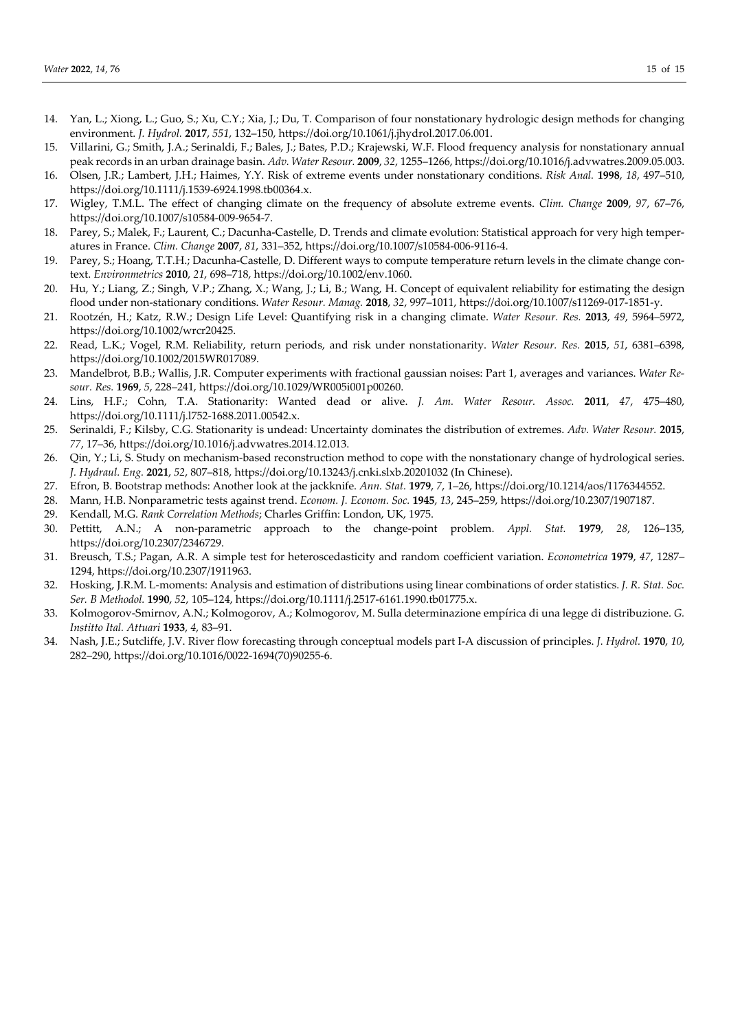14. Yan, L.; Xiong, L.; Guo, S.; Xu, C.Y.; Xia, J.; Du, T. Comparison of four nonstationary hydrologic design methods for changing environment. *J. Hydrol.* **2017**, *551*, 132–150, https://doi.org/10.1061/j.jhydrol.2017.06.001.
15. Villarini, G.; Smith, J.A.; Serinaldi, F.; Bales, J.; Bates, P.D.; Krajewski, W.F. Flood frequency analysis for nonstationary annual peak records in an urban drainage basin. *Adv. Water Resour.* **2009**, *32*, 1255–1266, https://doi.org/10.1016/j.advwatres.2009.05.003.
16. Olsen, J.R.; Lambert, J.H.; Haimes, Y.Y. Risk of extreme events under nonstationary conditions. *Risk Anal.* **1998**, *18*, 497–510, https://doi.org/10.1111/j.1539-6924.1998.tb00364.x.
17. Wigley, T.M.L. The effect of changing climate on the frequency of absolute extreme events. *Clim. Change* **2009**, *97*, 67–76, https://doi.org/10.1007/s10584-009-9654-7.
18. Parey, S.; Malek, F.; Laurent, C.; Dacunha-Castelle, D. Trends and climate evolution: Statistical approach for very high temperatures in France. *Clim. Change* **2007**, *81*, 331–352, https://doi.org/10.1007/s10584-006-9116-4.
19. Parey, S.; Hoang, T.T.H.; Dacunha-Castelle, D. Different ways to compute temperature return levels in the climate change context. *Environmetrics* **2010**, *21*, 698–718, https://doi.org/10.1002/env.1060.
20. Hu, Y.; Liang, Z.; Singh, V.P.; Zhang, X.; Wang, J.; Li, B.; Wang, H. Concept of equivalent reliability for estimating the design flood under non-stationary conditions. *Water Resour. Manag.* **2018**, *32*, 997–1011, https://doi.org/10.1007/s11269-017-1851-y.
21. Rootzén, H.; Katz, R.W.; Design Life Level: Quantifying risk in a changing climate. *Water Resour. Res.* **2013**, *49*, 5964–5972, https://doi.org/10.1002/wrcr20425.
22. Read, L.K.; Vogel, R.M. Reliability, return periods, and risk under nonstationarity. *Water Resour. Res.* **2015**, *51*, 6381–6398, https://doi.org/10.1002/2015WR017089.
23. Mandelbrot, B.B.; Wallis, J.R. Computer experiments with fractional gaussian noises: Part 1, averages and variances. *Water Resour. Res.* **1969**, *5*, 228–241, https://doi.org/10.1029/WR005i001p00260.
24. Lins, H.F.; Cohn, T.A. Stationarity: Wanted dead or alive. *J. Am. Water Resour. Assoc.* **2011**, *47*, 475–480, https://doi.org/10.1111/j.l752-1688.2011.00542.x.
25. Serinaldi, F.; Kilsby, C.G. Stationarity is undead: Uncertainty dominates the distribution of extremes. *Adv. Water Resour.* **2015**, *77*, 17–36, https://doi.org/10.1016/j.advwatres.2014.12.013.
26. Qin, Y.; Li, S. Study on mechanism-based reconstruction method to cope with the nonstationary change of hydrological series. *J. Hydraul. Eng.* **2021**, *52*, 807–818, https://doi.org/10.13243/j.cnki.slxb.20201032 (In Chinese).
27. Efron, B. Bootstrap methods: Another look at the jackknife. *Ann. Stat.* **1979**, *7*, 1–26, https://doi.org/10.1214/aos/1176344552.
28. Mann, H.B. Nonparametric tests against trend. *Econom. J. Econom. Soc.* **1945**, *13*, 245–259, https://doi.org/10.2307/1907187.
29. Kendall, M.G. *Rank Correlation Methods*; Charles Griffin: London, UK, 1975.
30. Pettitt, A.N.; A non-parametric approach to the change-point problem. *Appl. Stat.* **1979**, *28*, 126–135, https://doi.org/10.2307/2346729.
31. Breusch, T.S.; Pagan, A.R. A simple test for heteroscedasticity and random coefficient variation. *Econometrica* **1979**, *47*, 1287–1294, https://doi.org/10.2307/1911963.
32. Hosking, J.R.M. L-moments: Analysis and estimation of distributions using linear combinations of order statistics. *J. R. Stat. Soc. Ser. B Methodol.* **1990**, *52*, 105–124, https://doi.org/10.1111/j.2517-6161.1990.tb01775.x.
33. Kolmogorov-Smirnov, A.N.; Kolmogorov, A.; Kolmogorov, M. Sulla determinazione empírica di una legge di distribuzione. *G. Institto Ital. Attuari* **1933**, *4*, 83–91.
34. Nash, J.E.; Sutcliffe, J.V. River flow forecasting through conceptual models part I-A discussion of principles. *J. Hydrol.* **1970**, *10*, 282–290, https://doi.org/10.1016/0022-1694(70)90255-6.